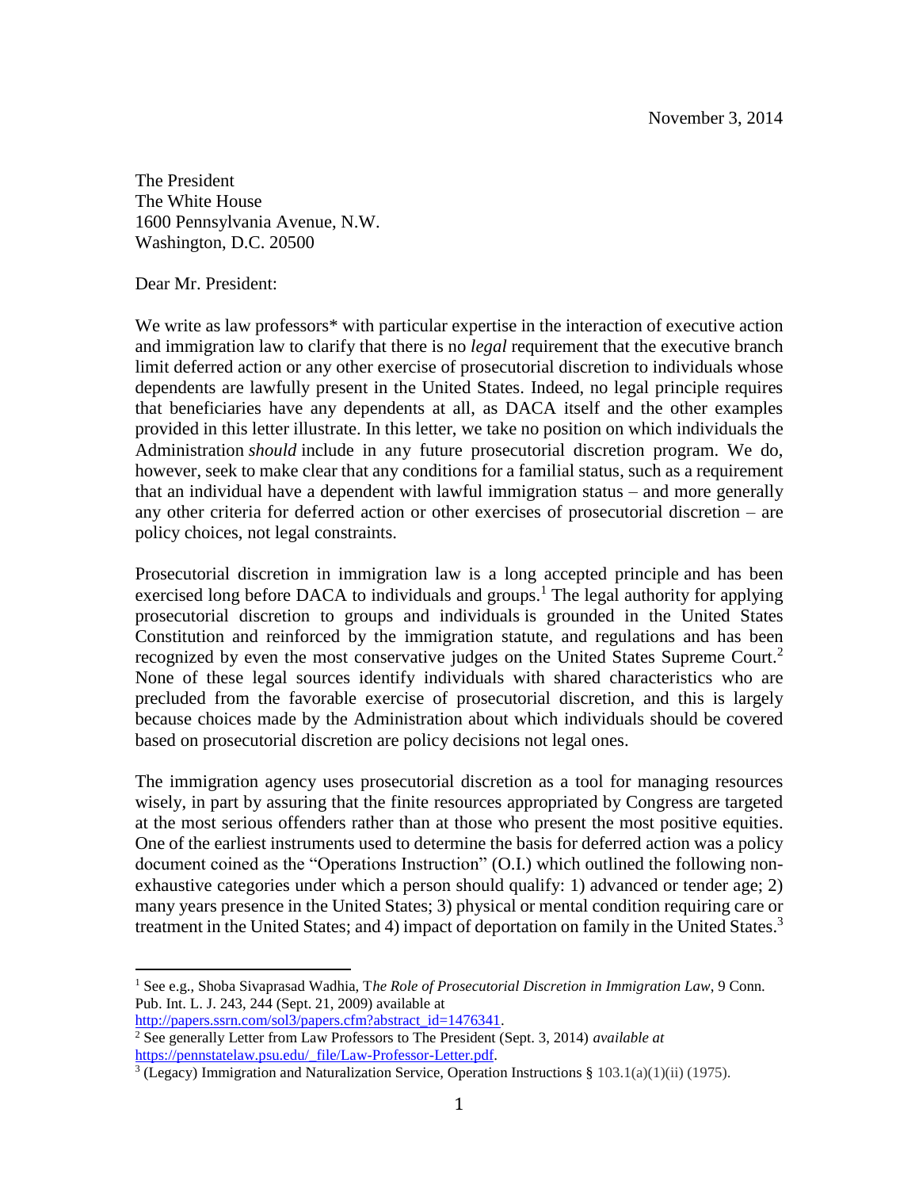November 3, 2014

The President
The White House
1600 Pennsylvania Avenue, N.W.
Washington, D.C. 20500

Dear Mr. President:

We write as law professors* with particular expertise in the interaction of executive action and immigration law to clarify that there is no *legal* requirement that the executive branch limit deferred action or any other exercise of prosecutorial discretion to individuals whose dependents are lawfully present in the United States. Indeed, no legal principle requires that beneficiaries have any dependents at all, as DACA itself and the other examples provided in this letter illustrate. In this letter, we take no position on which individuals the Administration *should* include in any future prosecutorial discretion program. We do, however, seek to make clear that any conditions for a familial status, such as a requirement that an individual have a dependent with lawful immigration status – and more generally any other criteria for deferred action or other exercises of prosecutorial discretion – are policy choices, not legal constraints.

Prosecutorial discretion in immigration law is a long accepted principle and has been exercised long before DACA to individuals and groups.[1] The legal authority for applying prosecutorial discretion to groups and individuals is grounded in the United States Constitution and reinforced by the immigration statute, and regulations and has been recognized by even the most conservative judges on the United States Supreme Court.[2] None of these legal sources identify individuals with shared characteristics who are precluded from the favorable exercise of prosecutorial discretion, and this is largely because choices made by the Administration about which individuals should be covered based on prosecutorial discretion are policy decisions not legal ones.

The immigration agency uses prosecutorial discretion as a tool for managing resources wisely, in part by assuring that the finite resources appropriated by Congress are targeted at the most serious offenders rather than at those who present the most positive equities. One of the earliest instruments used to determine the basis for deferred action was a policy document coined as the "Operations Instruction" (O.I.) which outlined the following non-exhaustive categories under which a person should qualify: 1) advanced or tender age; 2) many years presence in the United States; 3) physical or mental condition requiring care or treatment in the United States; and 4) impact of deportation on family in the United States.[3]

---

[1] See e.g., Shoba Sivaprasad Wadhia, T*he Role of Prosecutorial Discretion in Immigration Law*, 9 Conn. Pub. Int. L. J. 243, 244 (Sept. 21, 2009) available at http://papers.ssrn.com/sol3/papers.cfm?abstract_id=1476341.

[2] See generally Letter from Law Professors to The President (Sept. 3, 2014) *available at* https://pennstatelaw.psu.edu/_file/Law-Professor-Letter.pdf.

[3] (Legacy) Immigration and Naturalization Service, Operation Instructions § 103.1(a)(1)(ii) (1975).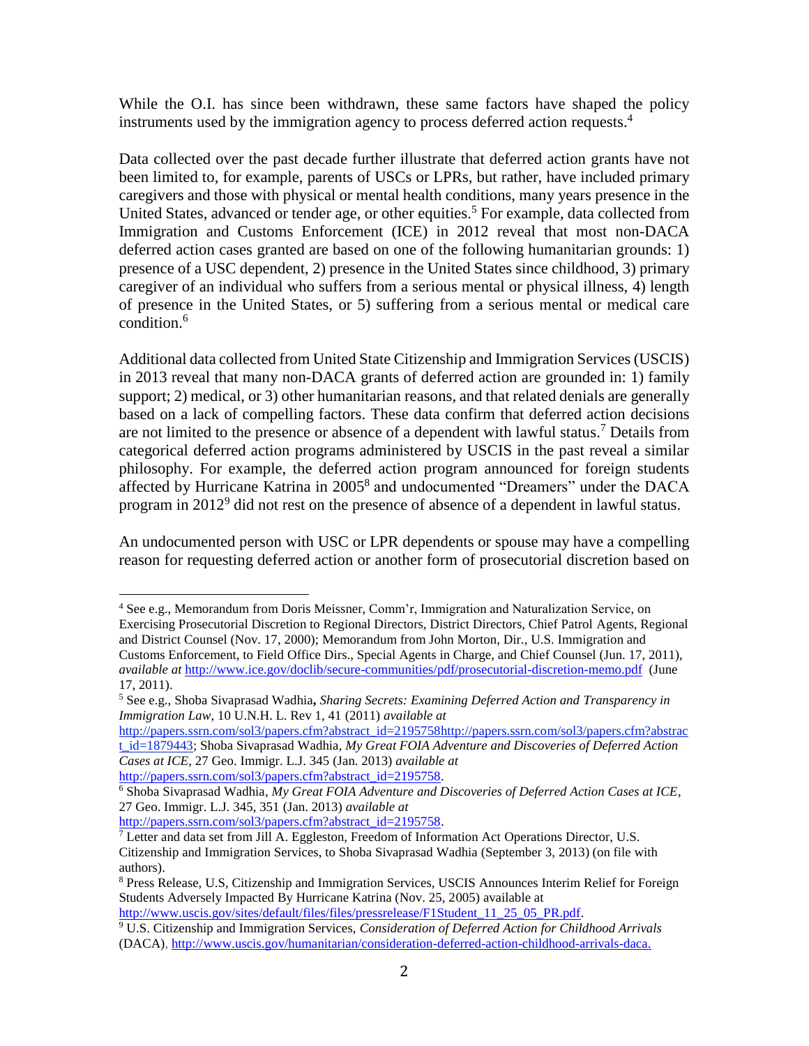While the O.I. has since been withdrawn, these same factors have shaped the policy instruments used by the immigration agency to process deferred action requests.[4]

Data collected over the past decade further illustrate that deferred action grants have not been limited to, for example, parents of USCs or LPRs, but rather, have included primary caregivers and those with physical or mental health conditions, many years presence in the United States, advanced or tender age, or other equities.[5] For example, data collected from Immigration and Customs Enforcement (ICE) in 2012 reveal that most non-DACA deferred action cases granted are based on one of the following humanitarian grounds: 1) presence of a USC dependent, 2) presence in the United States since childhood, 3) primary caregiver of an individual who suffers from a serious mental or physical illness, 4) length of presence in the United States, or 5) suffering from a serious mental or medical care condition.[6]

Additional data collected from United State Citizenship and Immigration Services (USCIS) in 2013 reveal that many non-DACA grants of deferred action are grounded in: 1) family support; 2) medical, or 3) other humanitarian reasons, and that related denials are generally based on a lack of compelling factors. These data confirm that deferred action decisions are not limited to the presence or absence of a dependent with lawful status.[7] Details from categorical deferred action programs administered by USCIS in the past reveal a similar philosophy. For example, the deferred action program announced for foreign students affected by Hurricane Katrina in 2005[8] and undocumented "Dreamers" under the DACA program in 2012[9] did not rest on the presence of absence of a dependent in lawful status.

An undocumented person with USC or LPR dependents or spouse may have a compelling reason for requesting deferred action or another form of prosecutorial discretion based on

---

[4] See e.g., Memorandum from Doris Meissner, Comm'r, Immigration and Naturalization Service, on Exercising Prosecutorial Discretion to Regional Directors, District Directors, Chief Patrol Agents, Regional and District Counsel (Nov. 17, 2000); Memorandum from John Morton, Dir., U.S. Immigration and Customs Enforcement, to Field Office Dirs., Special Agents in Charge, and Chief Counsel (Jun. 17, 2011), *available at* http://www.ice.gov/doclib/secure-communities/pdf/prosecutorial-discretion-memo.pdf (June 17, 2011).

[5] See e.g., Shoba Sivaprasad Wadhia**,** *Sharing Secrets: Examining Deferred Action and Transparency in Immigration Law*, 10 U.N.H. L. Rev 1, 41 (2011) *available at* http://papers.ssrn.com/sol3/papers.cfm?abstract_id=2195758http://papers.ssrn.com/sol3/papers.cfm?abstract_id=1879443; Shoba Sivaprasad Wadhia, *My Great FOIA Adventure and Discoveries of Deferred Action Cases at ICE*, 27 Geo. Immigr. L.J. 345 (Jan. 2013) *available at* http://papers.ssrn.com/sol3/papers.cfm?abstract_id=2195758.

[6] Shoba Sivaprasad Wadhia, *My Great FOIA Adventure and Discoveries of Deferred Action Cases at ICE*, 27 Geo. Immigr. L.J. 345, 351 (Jan. 2013) *available at* http://papers.ssrn.com/sol3/papers.cfm?abstract_id=2195758.

[7] Letter and data set from Jill A. Eggleston, Freedom of Information Act Operations Director, U.S. Citizenship and Immigration Services, to Shoba Sivaprasad Wadhia (September 3, 2013) (on file with authors).

[8] Press Release, U.S, Citizenship and Immigration Services, USCIS Announces Interim Relief for Foreign Students Adversely Impacted By Hurricane Katrina (Nov. 25, 2005) available at http://www.uscis.gov/sites/default/files/files/pressrelease/F1Student_11_25_05_PR.pdf.

[9] U.S. Citizenship and Immigration Services, *Consideration of Deferred Action for Childhood Arrivals* (DACA), http://www.uscis.gov/humanitarian/consideration-deferred-action-childhood-arrivals-daca.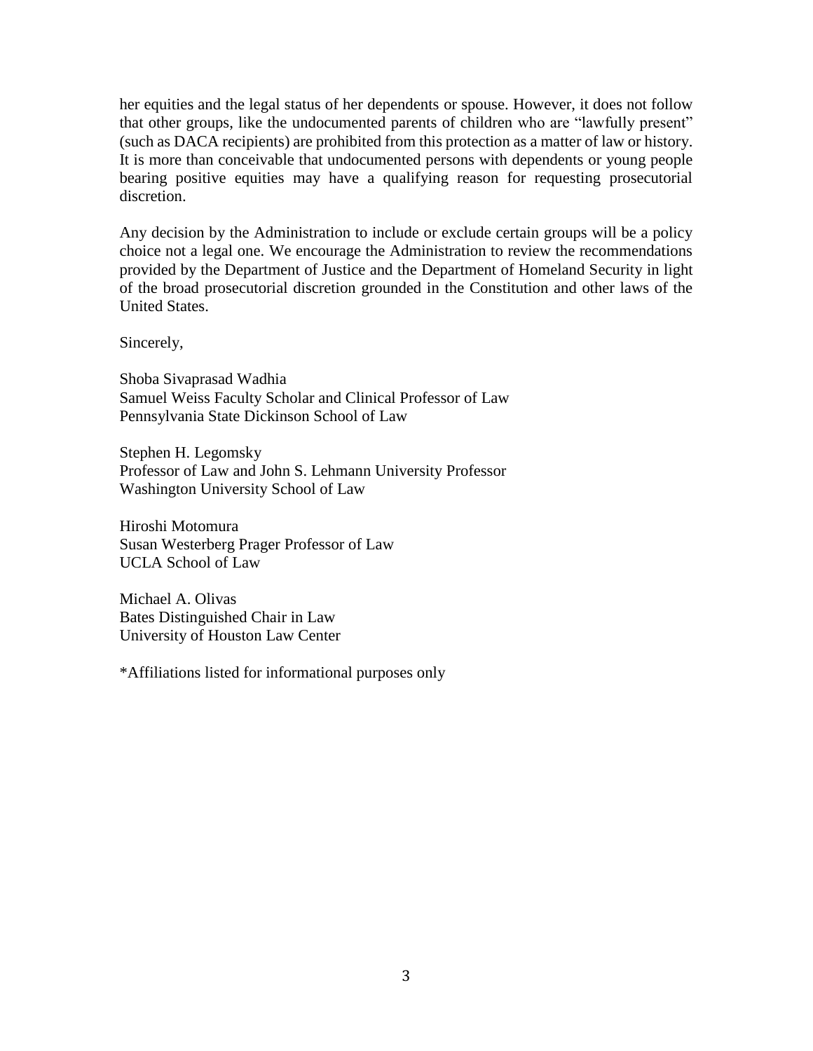her equities and the legal status of her dependents or spouse. However, it does not follow that other groups, like the undocumented parents of children who are "lawfully present" (such as DACA recipients) are prohibited from this protection as a matter of law or history. It is more than conceivable that undocumented persons with dependents or young people bearing positive equities may have a qualifying reason for requesting prosecutorial discretion.

Any decision by the Administration to include or exclude certain groups will be a policy choice not a legal one. We encourage the Administration to review the recommendations provided by the Department of Justice and the Department of Homeland Security in light of the broad prosecutorial discretion grounded in the Constitution and other laws of the United States.

Sincerely,

Shoba Sivaprasad Wadhia
Samuel Weiss Faculty Scholar and Clinical Professor of Law
Pennsylvania State Dickinson School of Law

Stephen H. Legomsky
Professor of Law and John S. Lehmann University Professor
Washington University School of Law

Hiroshi Motomura
Susan Westerberg Prager Professor of Law
UCLA School of Law

Michael A. Olivas
Bates Distinguished Chair in Law
University of Houston Law Center

*Affiliations listed for informational purposes only